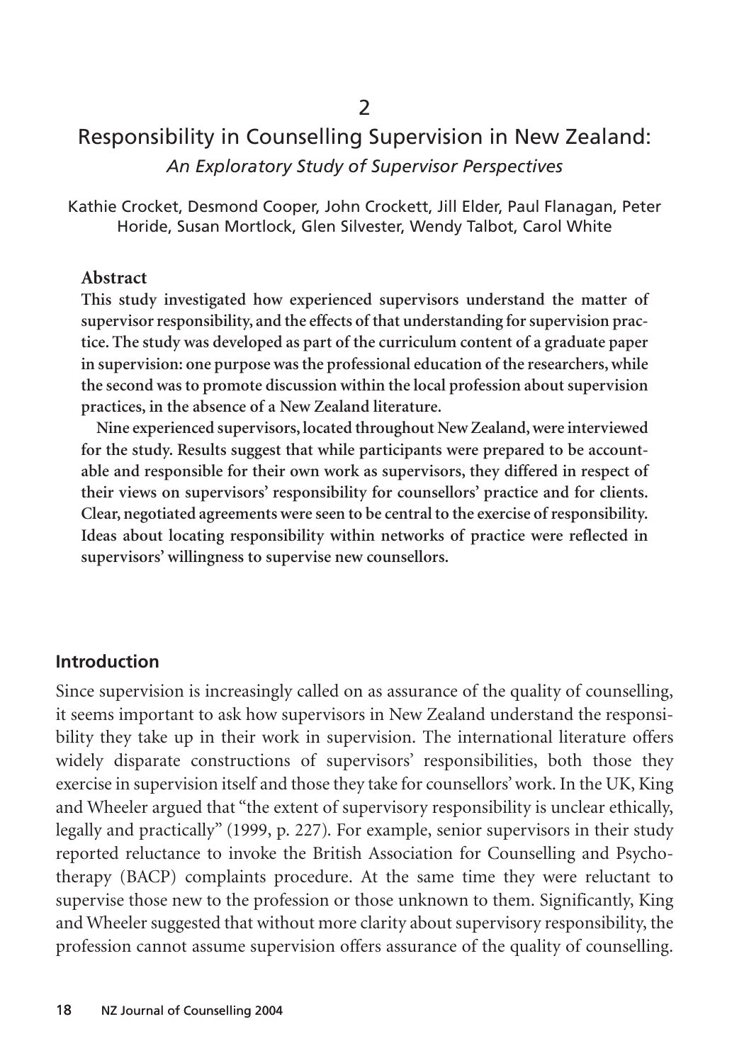2

# Responsibility in Counselling Supervision in New Zealand:

## *An Exploratory Study of Supervisor Perspectives*

Kathie Crocket, Desmond Cooper, John Crockett, Jill Elder, Paul Flanagan, Peter Horide, Susan Mortlock, Glen Silvester, Wendy Talbot, Carol White

### Abstract

**This study investigated how experienced supervisors understand the matter of supervisor responsibility, and the effects of that understanding for supervision practice. The study was developed as part of the curriculum content of a graduate paper in supervision: one purpose was the professional education of the researchers, while the second was to promote discussion within the local profession about supervision practices, in the absence of a New Zealand literature.**

**Nine experienced supervisors, located throughout New Zealand, were interviewed for the study. Results suggest that while participants were prepared to be accountable and responsible for their own work as supervisors, they differed in respect of their views on supervisors' responsibility for counsellors' practice and for clients. Clear, negotiated agreements were seen to be central to the exercise of responsibility. Ideas about locating responsibility within networks of practice were reflected in supervisors' willingness to supervise new counsellors.**

## Introduction

Since supervision is increasingly called on as assurance of the quality of counselling, it seems important to ask how supervisors in New Zealand understand the responsibility they take up in their work in supervision. The international literature offers widely disparate constructions of supervisors' responsibilities, both those they exercise in supervision itself and those they take for counsellors' work. In the UK, King and Wheeler argued that "the extent of supervisory responsibility is unclear ethically, legally and practically" (1999, p. 227). For example, senior supervisors in their study reported reluctance to invoke the British Association for Counselling and Psychotherapy (BACP) complaints procedure. At the same time they were reluctant to supervise those new to the profession or those unknown to them. Significantly, King and Wheeler suggested that without more clarity about supervisory responsibility, the profession cannot assume supervision offers assurance of the quality of counselling.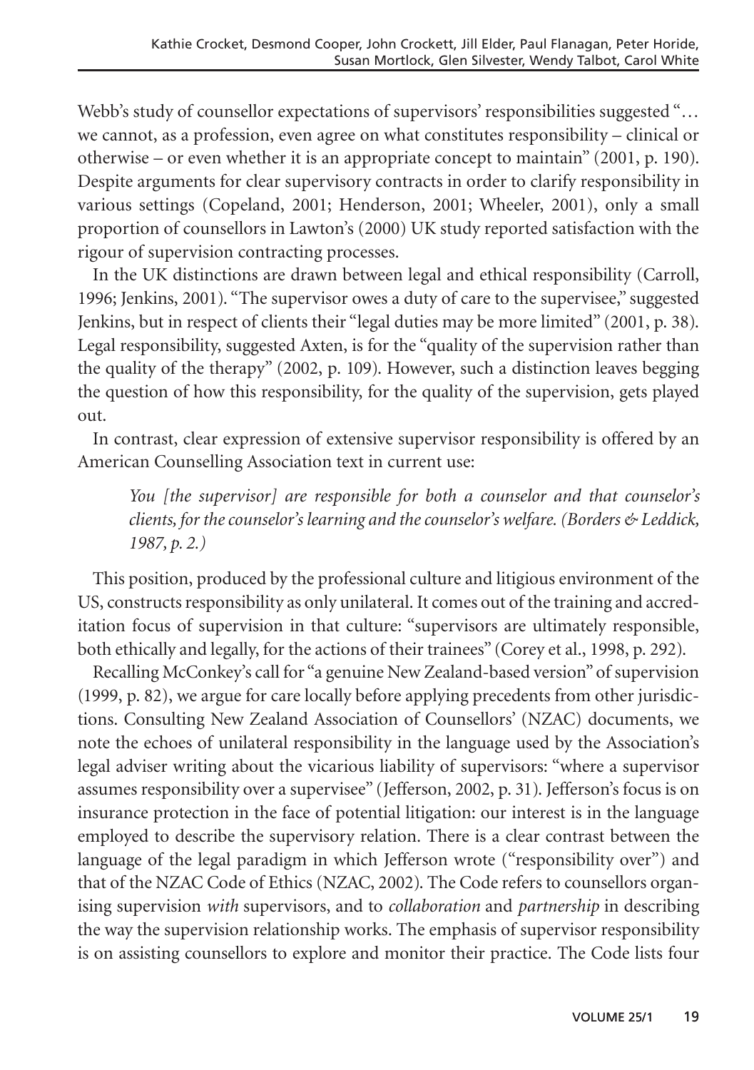Webb's study of counsellor expectations of supervisors' responsibilities suggested "… we cannot, as a profession, even agree on what constitutes responsibility – clinical or otherwise – or even whether it is an appropriate concept to maintain" (2001, p. 190). Despite arguments for clear supervisory contracts in order to clarify responsibility in various settings (Copeland, 2001; Henderson, 2001; Wheeler, 2001), only a small proportion of counsellors in Lawton's (2000) UK study reported satisfaction with the rigour of supervision contracting processes.

In the UK distinctions are drawn between legal and ethical responsibility (Carroll, 1996; Jenkins, 2001). "The supervisor owes a duty of care to the supervisee," suggested Jenkins, but in respect of clients their "legal duties may be more limited" (2001, p. 38). Legal responsibility, suggested Axten, is for the "quality of the supervision rather than the quality of the therapy" (2002, p. 109). However, such a distinction leaves begging the question of how this responsibility, for the quality of the supervision, gets played out.

In contrast, clear expression of extensive supervisor responsibility is offered by an American Counselling Association text in current use:

> *You [the supervisor] are responsible for both a counselor and that counselor's clients, for the counselor's learning and the counselor's welfare. (Borders & Leddick, 1987, p. 2.)*

This position, produced by the professional culture and litigious environment of the US, constructs responsibility as only unilateral. It comes out of the training and accreditation focus of supervision in that culture: "supervisors are ultimately responsible, both ethically and legally, for the actions of their trainees" (Corey et al., 1998, p. 292).

Recalling McConkey's call for "a genuine New Zealand-based version" of supervision (1999, p. 82), we argue for care locally before applying precedents from other jurisdictions. Consulting New Zealand Association of Counsellors' (NZAC) documents, we note the echoes of unilateral responsibility in the language used by the Association's legal adviser writing about the vicarious liability of supervisors: "where a supervisor assumes responsibility over a supervisee" (Jefferson, 2002, p. 31). Jefferson's focus is on insurance protection in the face of potential litigation: our interest is in the language employed to describe the supervisory relation. There is a clear contrast between the language of the legal paradigm in which Jefferson wrote ("responsibility over") and that of the NZAC Code of Ethics (NZAC, 2002). The Code refers to counsellors organising supervision *with* supervisors, and to *collaboration* and *partnership* in describing the way the supervision relationship works. The emphasis of supervisor responsibility is on assisting counsellors to explore and monitor their practice. The Code lists four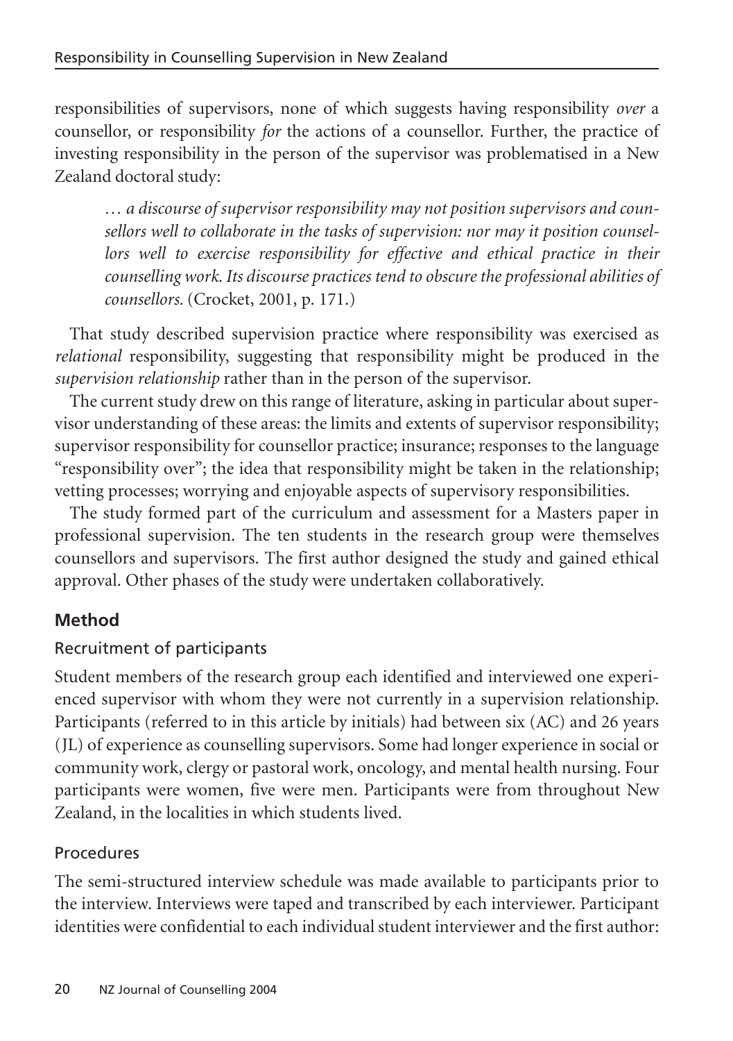responsibilities of supervisors, none of which suggests having responsibility *over* a counsellor, or responsibility *for* the actions of a counsellor. Further, the practice of investing responsibility in the person of the supervisor was problematised in a New Zealand doctoral study:

> *… a discourse of supervisor responsibility may not position supervisors and counsellors well to collaborate in the tasks of supervision: nor may it position counsellors well to exercise responsibility for effective and ethical practice in their counselling work. Its discourse practices tend to obscure the professional abilities of counsellors.* (Crocket, 2001, p. 171.)

That study described supervision practice where responsibility was exercised as *relational* responsibility, suggesting that responsibility might be produced in the *supervision relationship* rather than in the person of the supervisor.

The current study drew on this range of literature, asking in particular about supervisor understanding of these areas: the limits and extents of supervisor responsibility; supervisor responsibility for counsellor practice; insurance; responses to the language "responsibility over"; the idea that responsibility might be taken in the relationship; vetting processes; worrying and enjoyable aspects of supervisory responsibilities.

The study formed part of the curriculum and assessment for a Masters paper in professional supervision. The ten students in the research group were themselves counsellors and supervisors. The first author designed the study and gained ethical approval. Other phases of the study were undertaken collaboratively.

## Method

### Recruitment of participants

Student members of the research group each identified and interviewed one experienced supervisor with whom they were not currently in a supervision relationship. Participants (referred to in this article by initials) had between six (AC) and 26 years (JL) of experience as counselling supervisors. Some had longer experience in social or community work, clergy or pastoral work, oncology, and mental health nursing. Four participants were women, five were men. Participants were from throughout New Zealand, in the localities in which students lived.

### Procedures

The semi-structured interview schedule was made available to participants prior to the interview. Interviews were taped and transcribed by each interviewer. Participant identities were confidential to each individual student interviewer and the first author: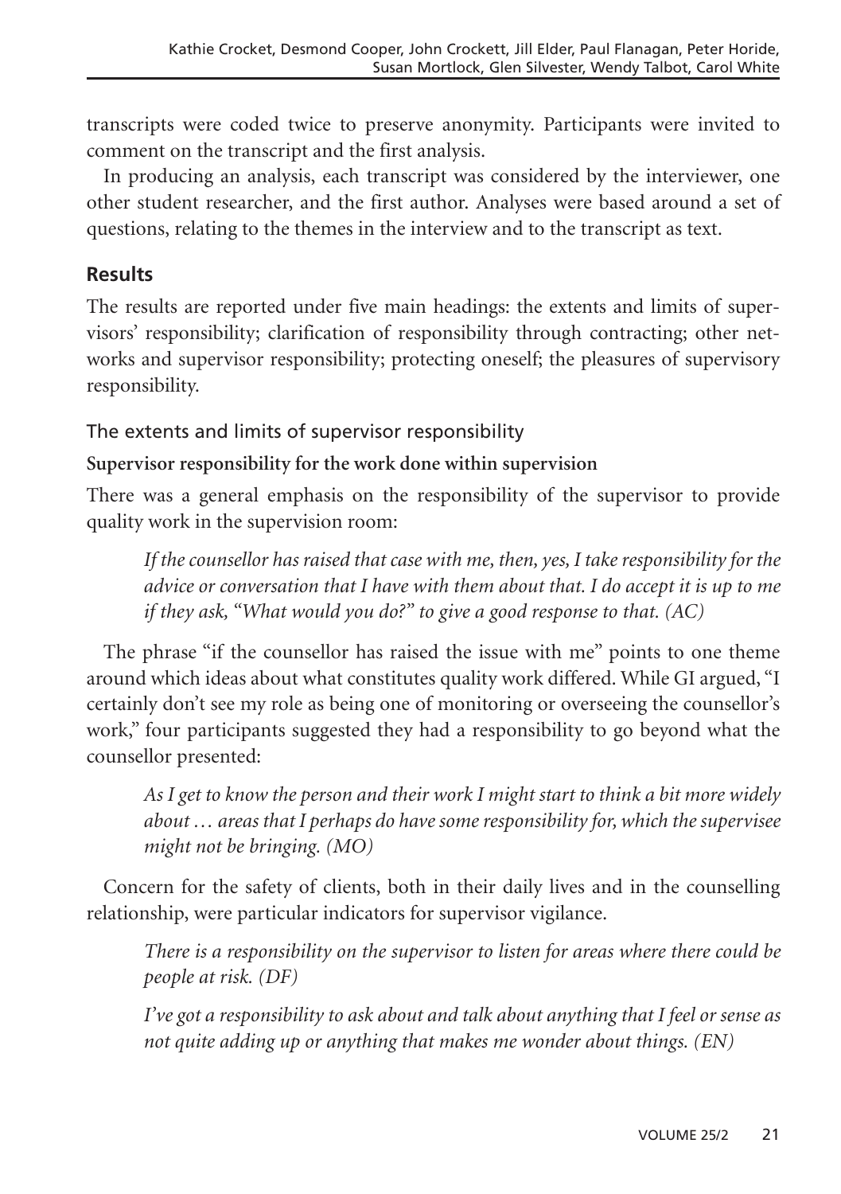transcripts were coded twice to preserve anonymity. Participants were invited to comment on the transcript and the first analysis.

In producing an analysis, each transcript was considered by the interviewer, one other student researcher, and the first author. Analyses were based around a set of questions, relating to the themes in the interview and to the transcript as text.

## Results

The results are reported under five main headings: the extents and limits of supervisors' responsibility; clarification of responsibility through contracting; other networks and supervisor responsibility; protecting oneself; the pleasures of supervisory responsibility.

### The extents and limits of supervisor responsibility

#### Supervisor responsibility for the work done within supervision

There was a general emphasis on the responsibility of the supervisor to provide quality work in the supervision room:

> *If the counsellor has raised that case with me, then, yes, I take responsibility for the advice or conversation that I have with them about that. I do accept it is up to me if they ask, "What would you do?" to give a good response to that. (AC)*

The phrase "if the counsellor has raised the issue with me" points to one theme around which ideas about what constitutes quality work differed. While GI argued, "I certainly don't see my role as being one of monitoring or overseeing the counsellor's work," four participants suggested they had a responsibility to go beyond what the counsellor presented:

> *As I get to know the person and their work I might start to think a bit more widely about … areas that I perhaps do have some responsibility for, which the supervisee might not be bringing. (MO)*

Concern for the safety of clients, both in their daily lives and in the counselling relationship, were particular indicators for supervisor vigilance.

> *There is a responsibility on the supervisor to listen for areas where there could be people at risk. (DF)*
>
> *I've got a responsibility to ask about and talk about anything that I feel or sense as not quite adding up or anything that makes me wonder about things. (EN)*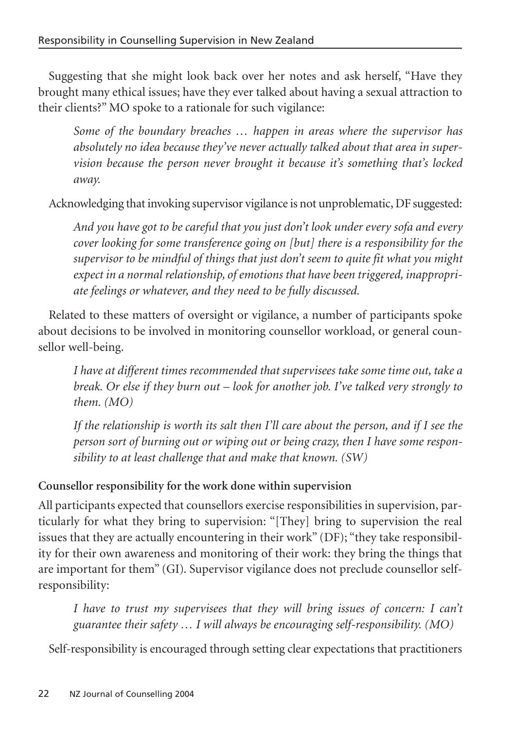Suggesting that she might look back over her notes and ask herself, "Have they brought many ethical issues; have they ever talked about having a sexual attraction to their clients?" MO spoke to a rationale for such vigilance:

> *Some of the boundary breaches … happen in areas where the supervisor has absolutely no idea because they've never actually talked about that area in supervision because the person never brought it because it's something that's locked away.*

Acknowledging that invoking supervisor vigilance is not unproblematic, DF suggested:

> *And you have got to be careful that you just don't look under every sofa and every cover looking for some transference going on [but] there is a responsibility for the supervisor to be mindful of things that just don't seem to quite fit what you might expect in a normal relationship, of emotions that have been triggered, inappropriate feelings or whatever, and they need to be fully discussed.*

Related to these matters of oversight or vigilance, a number of participants spoke about decisions to be involved in monitoring counsellor workload, or general counsellor well-being.

> *I have at different times recommended that supervisees take some time out, take a break. Or else if they burn out – look for another job. I've talked very strongly to them. (MO)*

> *If the relationship is worth its salt then I'll care about the person, and if I see the person sort of burning out or wiping out or being crazy, then I have some responsibility to at least challenge that and make that known. (SW)*

**Counsellor responsibility for the work done within supervision**

All participants expected that counsellors exercise responsibilities in supervision, particularly for what they bring to supervision: "[They] bring to supervision the real issues that they are actually encountering in their work" (DF); "they take responsibility for their own awareness and monitoring of their work: they bring the things that are important for them" (GI). Supervisor vigilance does not preclude counsellor self-responsibility:

> *I have to trust my supervisees that they will bring issues of concern: I can't guarantee their safety … I will always be encouraging self-responsibility. (MO)*

Self-responsibility is encouraged through setting clear expectations that practitioners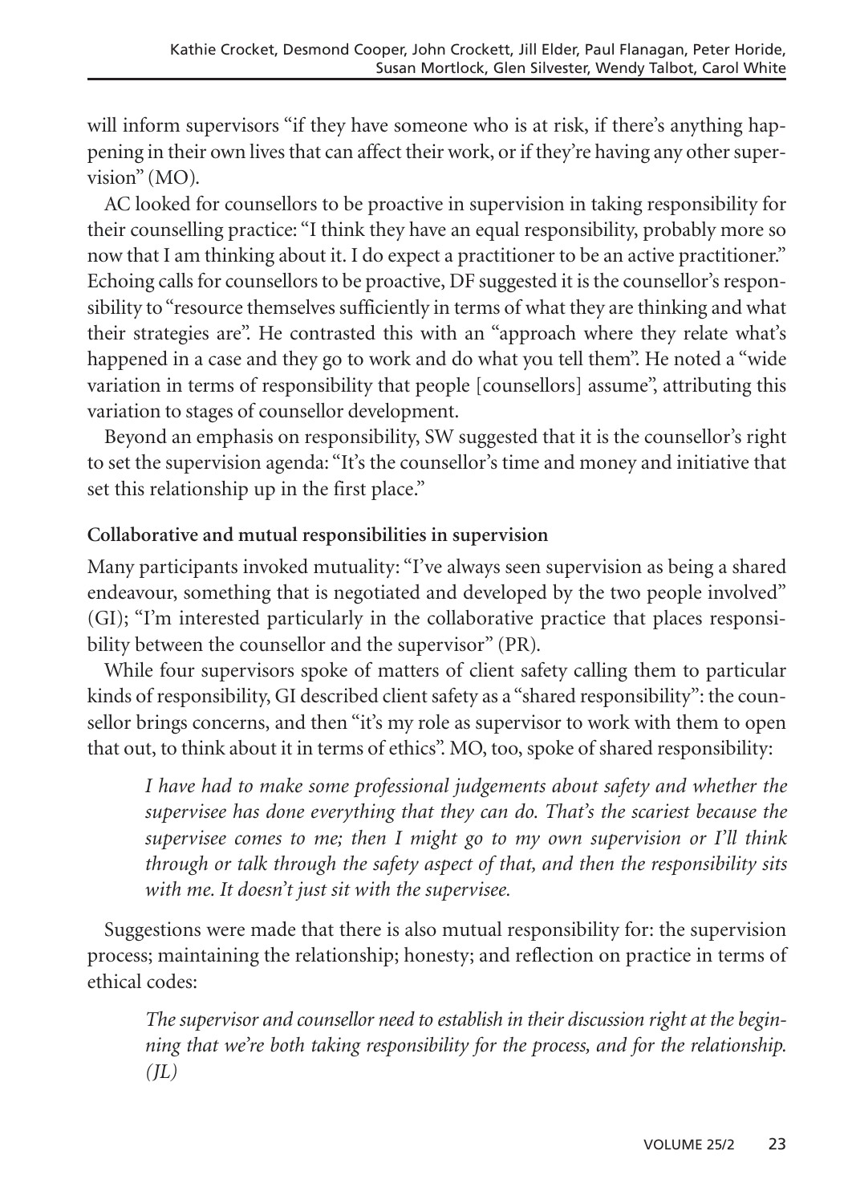will inform supervisors "if they have someone who is at risk, if there's anything happening in their own lives that can affect their work, or if they're having any other supervision" (MO).

AC looked for counsellors to be proactive in supervision in taking responsibility for their counselling practice: "I think they have an equal responsibility, probably more so now that I am thinking about it. I do expect a practitioner to be an active practitioner." Echoing calls for counsellors to be proactive, DF suggested it is the counsellor's responsibility to "resource themselves sufficiently in terms of what they are thinking and what their strategies are". He contrasted this with an "approach where they relate what's happened in a case and they go to work and do what you tell them". He noted a "wide variation in terms of responsibility that people [counsellors] assume", attributing this variation to stages of counsellor development.

Beyond an emphasis on responsibility, SW suggested that it is the counsellor's right to set the supervision agenda: "It's the counsellor's time and money and initiative that set this relationship up in the first place."

**Collaborative and mutual responsibilities in supervision**

Many participants invoked mutuality: "I've always seen supervision as being a shared endeavour, something that is negotiated and developed by the two people involved" (GI); "I'm interested particularly in the collaborative practice that places responsibility between the counsellor and the supervisor" (PR).

While four supervisors spoke of matters of client safety calling them to particular kinds of responsibility, GI described client safety as a "shared responsibility": the counsellor brings concerns, and then "it's my role as supervisor to work with them to open that out, to think about it in terms of ethics". MO, too, spoke of shared responsibility:

> *I have had to make some professional judgements about safety and whether the supervisee has done everything that they can do. That's the scariest because the supervisee comes to me; then I might go to my own supervision or I'll think through or talk through the safety aspect of that, and then the responsibility sits with me. It doesn't just sit with the supervisee.*

Suggestions were made that there is also mutual responsibility for: the supervision process; maintaining the relationship; honesty; and reflection on practice in terms of ethical codes:

> *The supervisor and counsellor need to establish in their discussion right at the beginning that we're both taking responsibility for the process, and for the relationship. (JL)*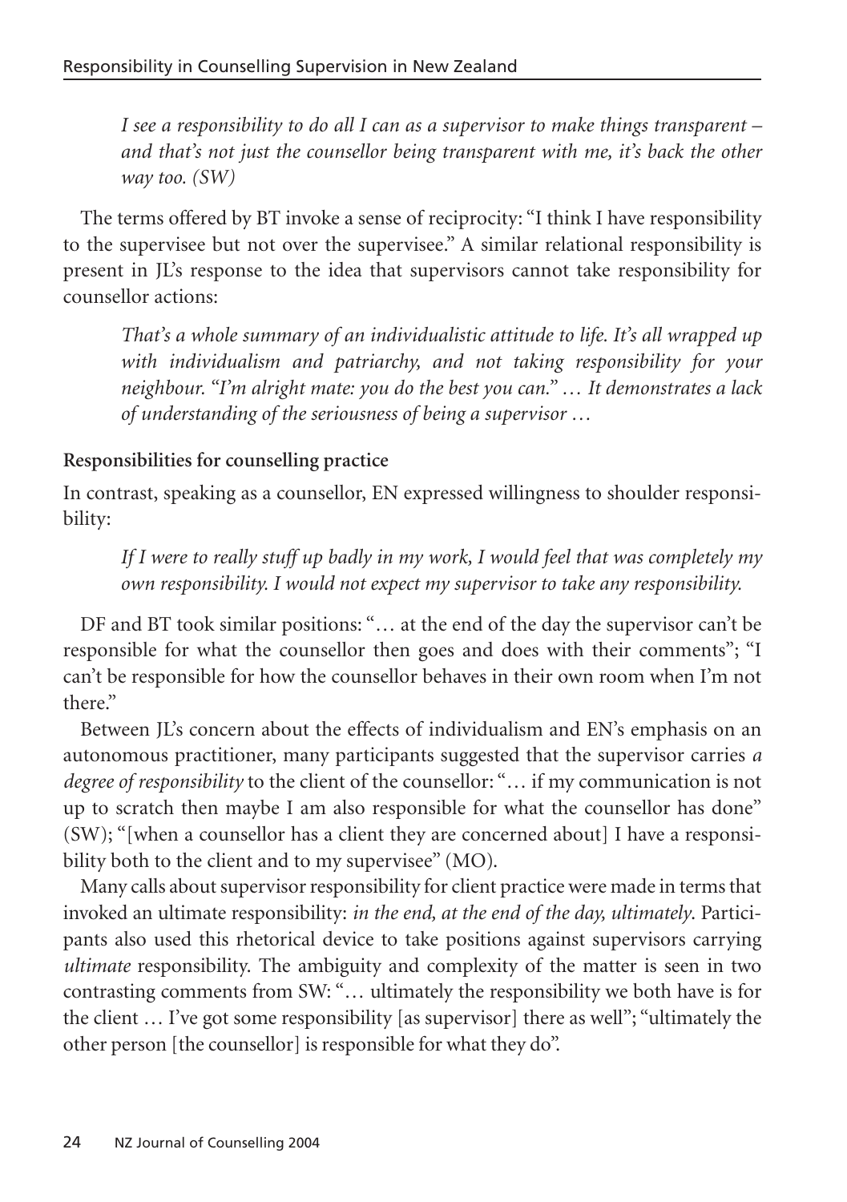> *I see a responsibility to do all I can as a supervisor to make things transparent – and that's not just the counsellor being transparent with me, it's back the other way too. (SW)*

The terms offered by BT invoke a sense of reciprocity: "I think I have responsibility to the supervisee but not over the supervisee." A similar relational responsibility is present in JL's response to the idea that supervisors cannot take responsibility for counsellor actions:

> *That's a whole summary of an individualistic attitude to life. It's all wrapped up with individualism and patriarchy, and not taking responsibility for your neighbour. "I'm alright mate: you do the best you can." … It demonstrates a lack of understanding of the seriousness of being a supervisor …*

**Responsibilities for counselling practice**

In contrast, speaking as a counsellor, EN expressed willingness to shoulder responsibility:

> *If I were to really stuff up badly in my work, I would feel that was completely my own responsibility. I would not expect my supervisor to take any responsibility.*

DF and BT took similar positions: "… at the end of the day the supervisor can't be responsible for what the counsellor then goes and does with their comments"; "I can't be responsible for how the counsellor behaves in their own room when I'm not there."

Between JL's concern about the effects of individualism and EN's emphasis on an autonomous practitioner, many participants suggested that the supervisor carries *a degree of responsibility* to the client of the counsellor: "… if my communication is not up to scratch then maybe I am also responsible for what the counsellor has done" (SW); "[when a counsellor has a client they are concerned about] I have a responsibility both to the client and to my supervisee" (MO).

Many calls about supervisor responsibility for client practice were made in terms that invoked an ultimate responsibility: *in the end, at the end of the day, ultimately*. Participants also used this rhetorical device to take positions against supervisors carrying *ultimate* responsibility. The ambiguity and complexity of the matter is seen in two contrasting comments from SW: "… ultimately the responsibility we both have is for the client … I've got some responsibility [as supervisor] there as well"; "ultimately the other person [the counsellor] is responsible for what they do".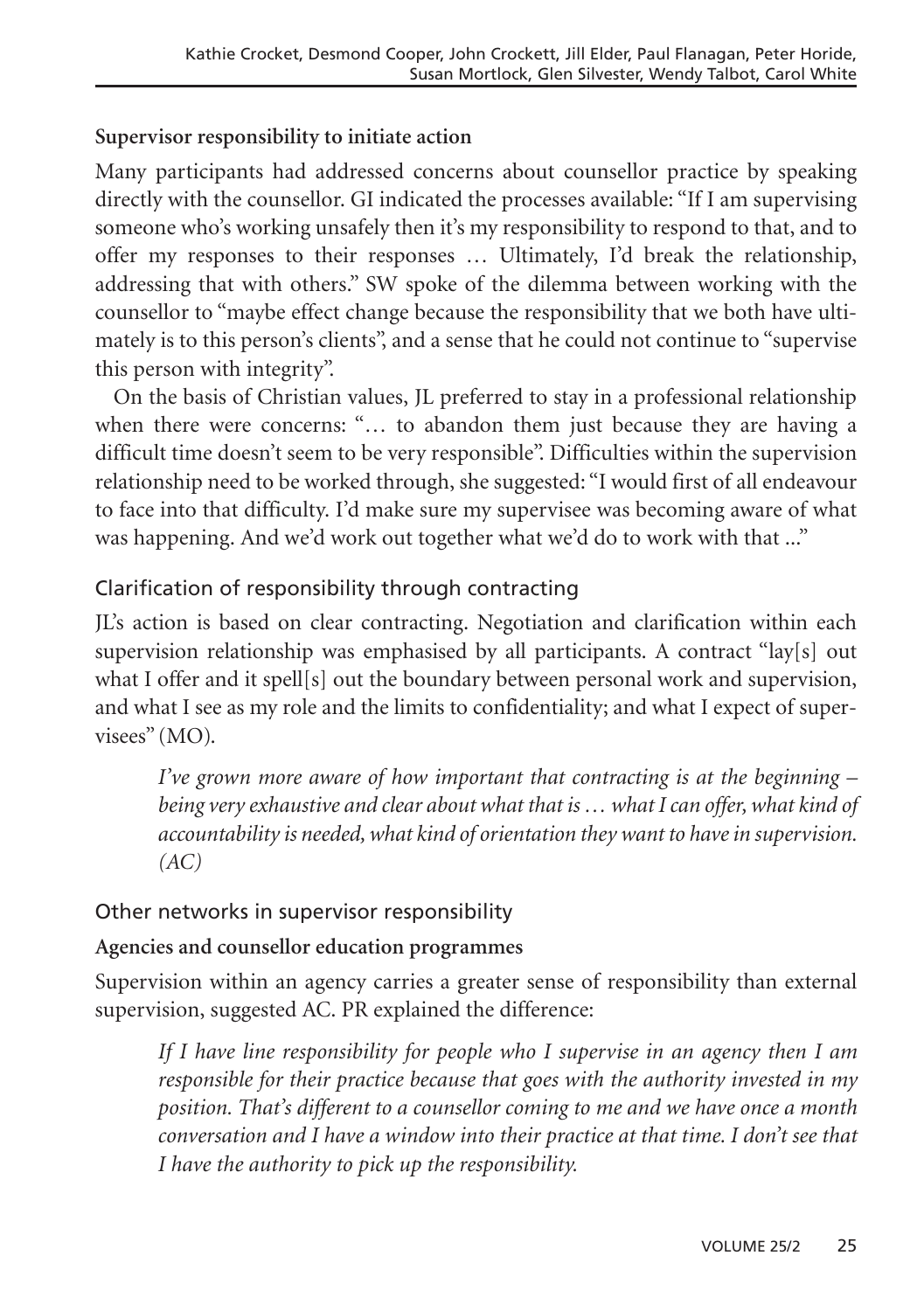**Supervisor responsibility to initiate action**

Many participants had addressed concerns about counsellor practice by speaking directly with the counsellor. GI indicated the processes available: "If I am supervising someone who's working unsafely then it's my responsibility to respond to that, and to offer my responses to their responses … Ultimately, I'd break the relationship, addressing that with others." SW spoke of the dilemma between working with the counsellor to "maybe effect change because the responsibility that we both have ultimately is to this person's clients", and a sense that he could not continue to "supervise this person with integrity".

On the basis of Christian values, JL preferred to stay in a professional relationship when there were concerns: "… to abandon them just because they are having a difficult time doesn't seem to be very responsible". Difficulties within the supervision relationship need to be worked through, she suggested: "I would first of all endeavour to face into that difficulty. I'd make sure my supervisee was becoming aware of what was happening. And we'd work out together what we'd do to work with that ..."

## Clarification of responsibility through contracting

JL's action is based on clear contracting. Negotiation and clarification within each supervision relationship was emphasised by all participants. A contract "lay[s] out what I offer and it spell[s] out the boundary between personal work and supervision, and what I see as my role and the limits to confidentiality; and what I expect of supervisees" (MO).

> *I've grown more aware of how important that contracting is at the beginning – being very exhaustive and clear about what that is … what I can offer, what kind of accountability is needed, what kind of orientation they want to have in supervision. (AC)*

## Other networks in supervisor responsibility

**Agencies and counsellor education programmes**

Supervision within an agency carries a greater sense of responsibility than external supervision, suggested AC. PR explained the difference:

> *If I have line responsibility for people who I supervise in an agency then I am responsible for their practice because that goes with the authority invested in my position. That's different to a counsellor coming to me and we have once a month conversation and I have a window into their practice at that time. I don't see that I have the authority to pick up the responsibility.*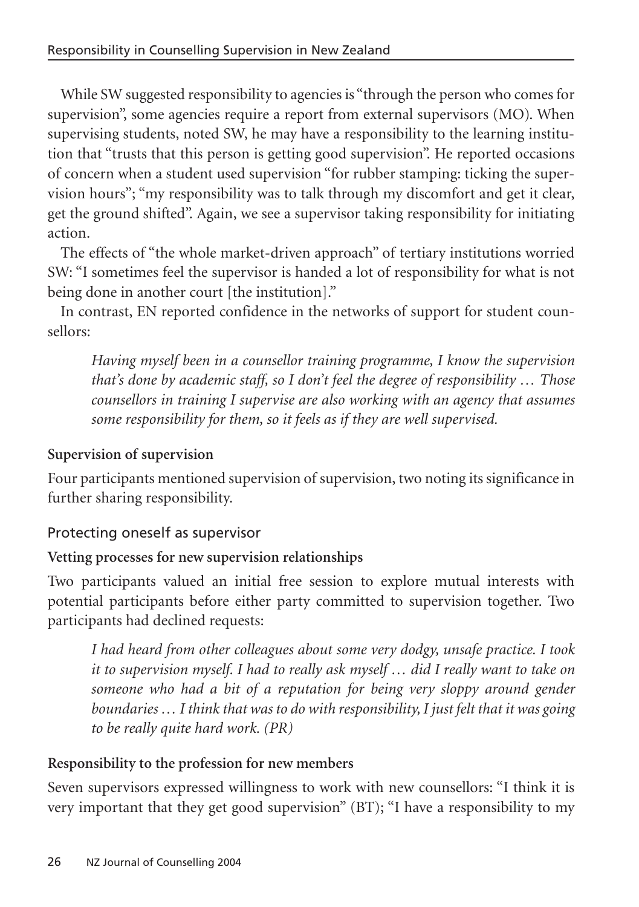While SW suggested responsibility to agencies is "through the person who comes for supervision", some agencies require a report from external supervisors (MO). When supervising students, noted SW, he may have a responsibility to the learning institution that "trusts that this person is getting good supervision". He reported occasions of concern when a student used supervision "for rubber stamping: ticking the supervision hours"; "my responsibility was to talk through my discomfort and get it clear, get the ground shifted". Again, we see a supervisor taking responsibility for initiating action.

The effects of "the whole market-driven approach" of tertiary institutions worried SW: "I sometimes feel the supervisor is handed a lot of responsibility for what is not being done in another court [the institution]."

In contrast, EN reported confidence in the networks of support for student counsellors:

> *Having myself been in a counsellor training programme, I know the supervision that's done by academic staff, so I don't feel the degree of responsibility … Those counsellors in training I supervise are also working with an agency that assumes some responsibility for them, so it feels as if they are well supervised.*

**Supervision of supervision**

Four participants mentioned supervision of supervision, two noting its significance in further sharing responsibility.

### Protecting oneself as supervisor

**Vetting processes for new supervision relationships**

Two participants valued an initial free session to explore mutual interests with potential participants before either party committed to supervision together. Two participants had declined requests:

> *I had heard from other colleagues about some very dodgy, unsafe practice. I took it to supervision myself. I had to really ask myself … did I really want to take on someone who had a bit of a reputation for being very sloppy around gender boundaries … I think that was to do with responsibility, I just felt that it was going to be really quite hard work. (PR)*

**Responsibility to the profession for new members**

Seven supervisors expressed willingness to work with new counsellors: "I think it is very important that they get good supervision" (BT); "I have a responsibility to my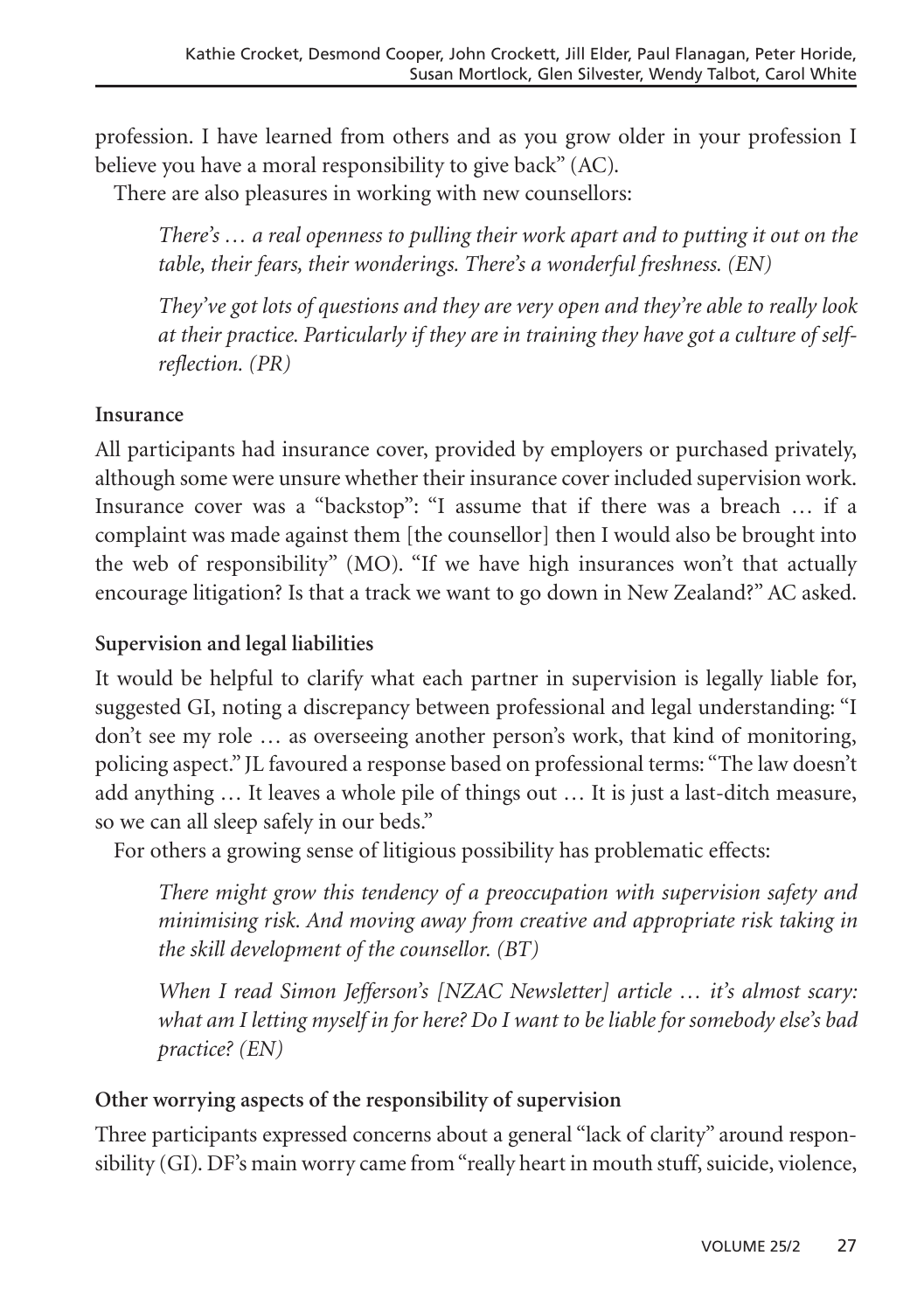profession. I have learned from others and as you grow older in your profession I believe you have a moral responsibility to give back" (AC).

There are also pleasures in working with new counsellors:

> *There's … a real openness to pulling their work apart and to putting it out on the table, their fears, their wonderings. There's a wonderful freshness. (EN)*

> *They've got lots of questions and they are very open and they're able to really look at their practice. Particularly if they are in training they have got a culture of self-reflection. (PR)*

**Insurance**

All participants had insurance cover, provided by employers or purchased privately, although some were unsure whether their insurance cover included supervision work. Insurance cover was a "backstop": "I assume that if there was a breach … if a complaint was made against them [the counsellor] then I would also be brought into the web of responsibility" (MO). "If we have high insurances won't that actually encourage litigation? Is that a track we want to go down in New Zealand?" AC asked.

**Supervision and legal liabilities**

It would be helpful to clarify what each partner in supervision is legally liable for, suggested GI, noting a discrepancy between professional and legal understanding: "I don't see my role … as overseeing another person's work, that kind of monitoring, policing aspect." JL favoured a response based on professional terms: "The law doesn't add anything … It leaves a whole pile of things out … It is just a last-ditch measure, so we can all sleep safely in our beds."

For others a growing sense of litigious possibility has problematic effects:

> *There might grow this tendency of a preoccupation with supervision safety and minimising risk. And moving away from creative and appropriate risk taking in the skill development of the counsellor. (BT)*

> *When I read Simon Jefferson's [NZAC Newsletter] article … it's almost scary: what am I letting myself in for here? Do I want to be liable for somebody else's bad practice? (EN)*

**Other worrying aspects of the responsibility of supervision**

Three participants expressed concerns about a general "lack of clarity" around responsibility (GI). DF's main worry came from "really heart in mouth stuff, suicide, violence,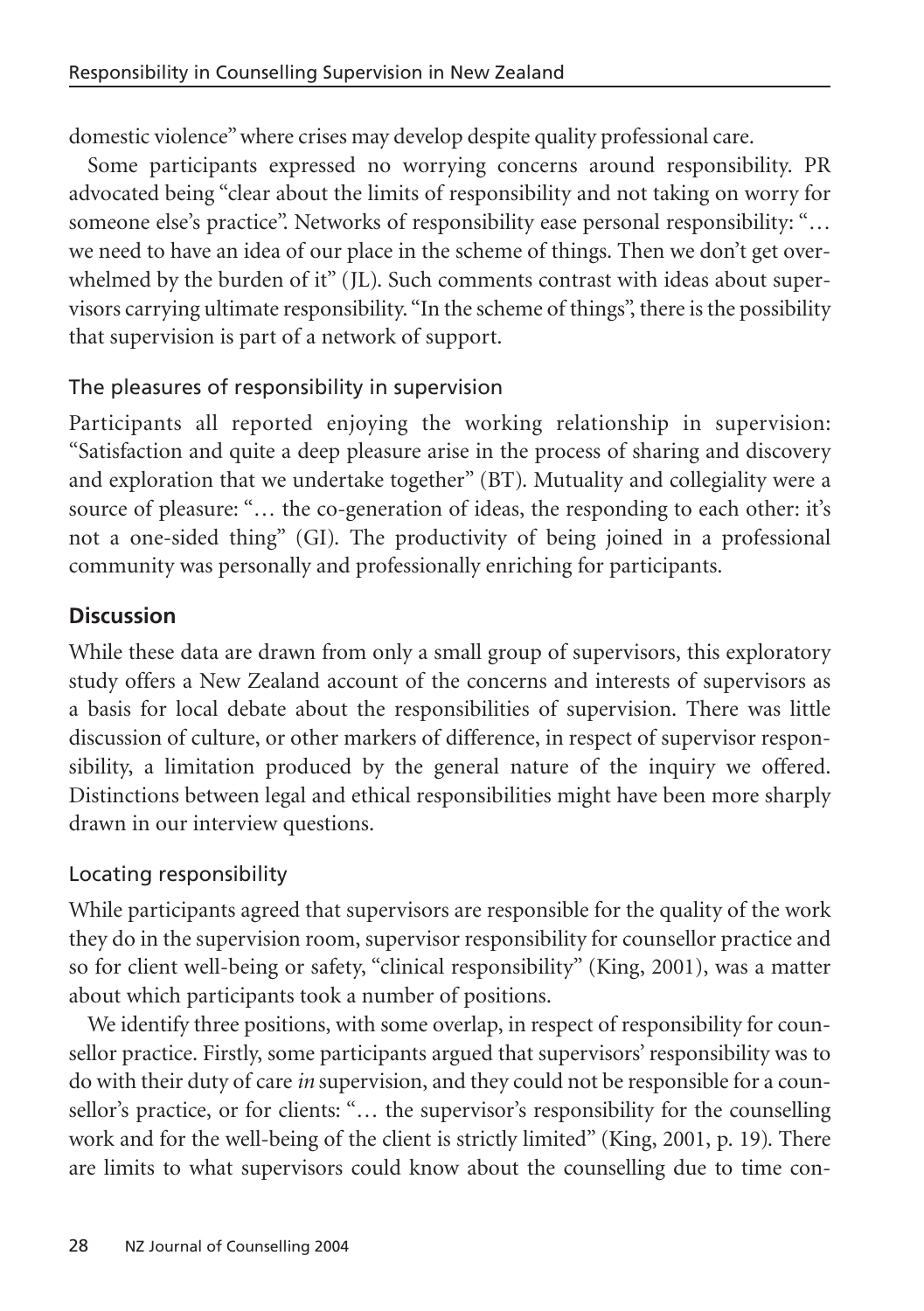domestic violence" where crises may develop despite quality professional care.

Some participants expressed no worrying concerns around responsibility. PR advocated being "clear about the limits of responsibility and not taking on worry for someone else's practice". Networks of responsibility ease personal responsibility: "… we need to have an idea of our place in the scheme of things. Then we don't get overwhelmed by the burden of it" (JL). Such comments contrast with ideas about supervisors carrying ultimate responsibility. "In the scheme of things", there is the possibility that supervision is part of a network of support.

### The pleasures of responsibility in supervision

Participants all reported enjoying the working relationship in supervision: "Satisfaction and quite a deep pleasure arise in the process of sharing and discovery and exploration that we undertake together" (BT). Mutuality and collegiality were a source of pleasure: "… the co-generation of ideas, the responding to each other: it's not a one-sided thing" (GI). The productivity of being joined in a professional community was personally and professionally enriching for participants.

## Discussion

While these data are drawn from only a small group of supervisors, this exploratory study offers a New Zealand account of the concerns and interests of supervisors as a basis for local debate about the responsibilities of supervision. There was little discussion of culture, or other markers of difference, in respect of supervisor responsibility, a limitation produced by the general nature of the inquiry we offered. Distinctions between legal and ethical responsibilities might have been more sharply drawn in our interview questions.

### Locating responsibility

While participants agreed that supervisors are responsible for the quality of the work they do in the supervision room, supervisor responsibility for counsellor practice and so for client well-being or safety, "clinical responsibility" (King, 2001), was a matter about which participants took a number of positions.

We identify three positions, with some overlap, in respect of responsibility for counsellor practice. Firstly, some participants argued that supervisors' responsibility was to do with their duty of care *in* supervision, and they could not be responsible for a counsellor's practice, or for clients: "… the supervisor's responsibility for the counselling work and for the well-being of the client is strictly limited" (King, 2001, p. 19). There are limits to what supervisors could know about the counselling due to time con-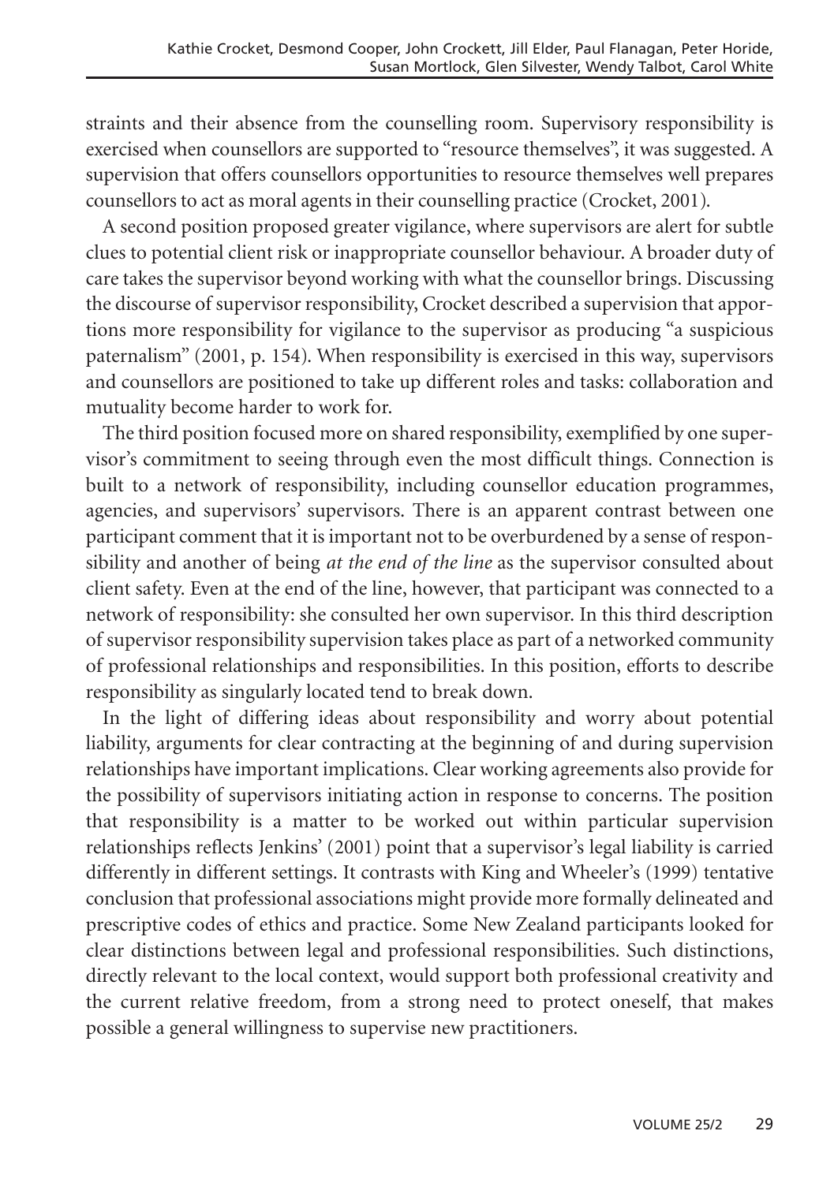straints and their absence from the counselling room. Supervisory responsibility is exercised when counsellors are supported to "resource themselves", it was suggested. A supervision that offers counsellors opportunities to resource themselves well prepares counsellors to act as moral agents in their counselling practice (Crocket, 2001).

A second position proposed greater vigilance, where supervisors are alert for subtle clues to potential client risk or inappropriate counsellor behaviour. A broader duty of care takes the supervisor beyond working with what the counsellor brings. Discussing the discourse of supervisor responsibility, Crocket described a supervision that apportions more responsibility for vigilance to the supervisor as producing "a suspicious paternalism" (2001, p. 154). When responsibility is exercised in this way, supervisors and counsellors are positioned to take up different roles and tasks: collaboration and mutuality become harder to work for.

The third position focused more on shared responsibility, exemplified by one supervisor's commitment to seeing through even the most difficult things. Connection is built to a network of responsibility, including counsellor education programmes, agencies, and supervisors' supervisors. There is an apparent contrast between one participant comment that it is important not to be overburdened by a sense of responsibility and another of being *at the end of the line* as the supervisor consulted about client safety. Even at the end of the line, however, that participant was connected to a network of responsibility: she consulted her own supervisor. In this third description of supervisor responsibility supervision takes place as part of a networked community of professional relationships and responsibilities. In this position, efforts to describe responsibility as singularly located tend to break down.

In the light of differing ideas about responsibility and worry about potential liability, arguments for clear contracting at the beginning of and during supervision relationships have important implications. Clear working agreements also provide for the possibility of supervisors initiating action in response to concerns. The position that responsibility is a matter to be worked out within particular supervision relationships reflects Jenkins' (2001) point that a supervisor's legal liability is carried differently in different settings. It contrasts with King and Wheeler's (1999) tentative conclusion that professional associations might provide more formally delineated and prescriptive codes of ethics and practice. Some New Zealand participants looked for clear distinctions between legal and professional responsibilities. Such distinctions, directly relevant to the local context, would support both professional creativity and the current relative freedom, from a strong need to protect oneself, that makes possible a general willingness to supervise new practitioners.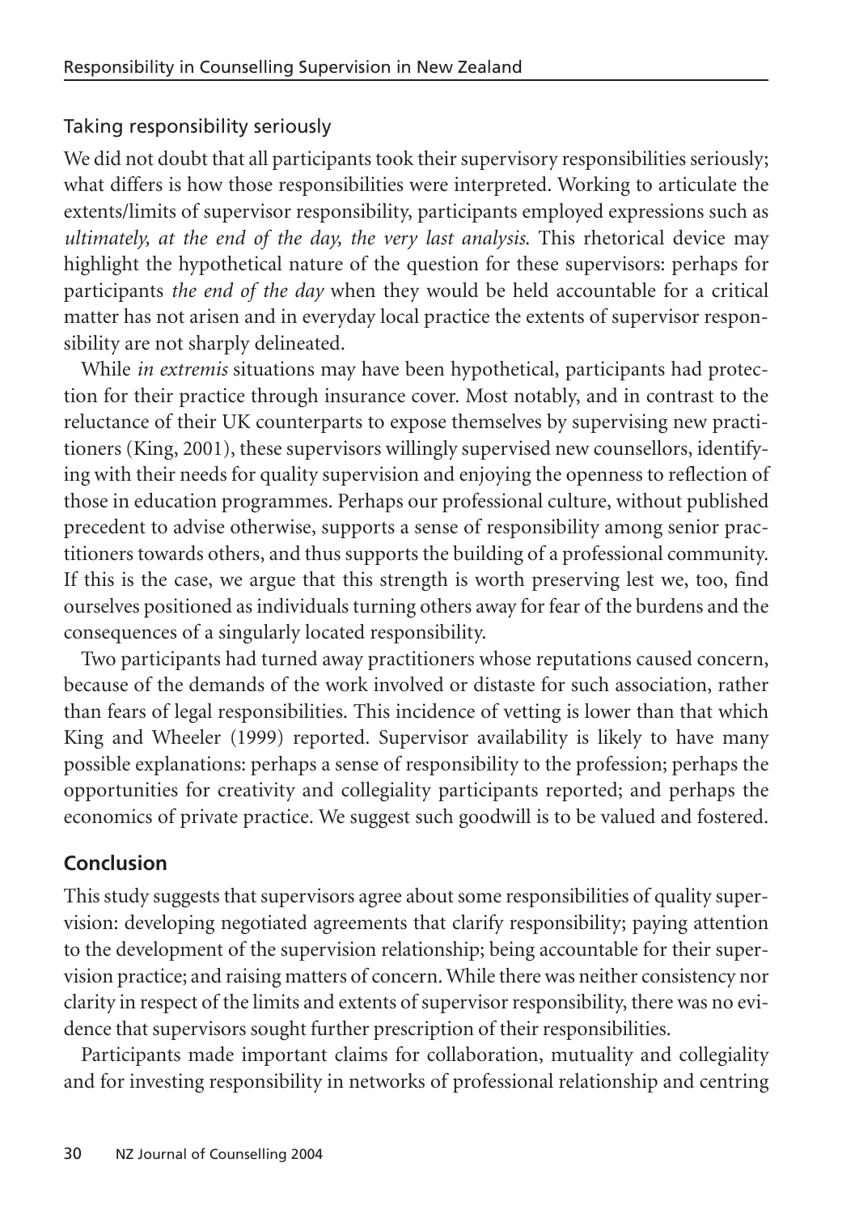### Taking responsibility seriously

We did not doubt that all participants took their supervisory responsibilities seriously; what differs is how those responsibilities were interpreted. Working to articulate the extents/limits of supervisor responsibility, participants employed expressions such as *ultimately, at the end of the day, the very last analysis*. This rhetorical device may highlight the hypothetical nature of the question for these supervisors: perhaps for participants *the end of the day* when they would be held accountable for a critical matter has not arisen and in everyday local practice the extents of supervisor responsibility are not sharply delineated.

While *in extremis* situations may have been hypothetical, participants had protection for their practice through insurance cover. Most notably, and in contrast to the reluctance of their UK counterparts to expose themselves by supervising new practitioners (King, 2001), these supervisors willingly supervised new counsellors, identifying with their needs for quality supervision and enjoying the openness to reflection of those in education programmes. Perhaps our professional culture, without published precedent to advise otherwise, supports a sense of responsibility among senior practitioners towards others, and thus supports the building of a professional community. If this is the case, we argue that this strength is worth preserving lest we, too, find ourselves positioned as individuals turning others away for fear of the burdens and the consequences of a singularly located responsibility.

Two participants had turned away practitioners whose reputations caused concern, because of the demands of the work involved or distaste for such association, rather than fears of legal responsibilities. This incidence of vetting is lower than that which King and Wheeler (1999) reported. Supervisor availability is likely to have many possible explanations: perhaps a sense of responsibility to the profession; perhaps the opportunities for creativity and collegiality participants reported; and perhaps the economics of private practice. We suggest such goodwill is to be valued and fostered.

## Conclusion

This study suggests that supervisors agree about some responsibilities of quality supervision: developing negotiated agreements that clarify responsibility; paying attention to the development of the supervision relationship; being accountable for their supervision practice; and raising matters of concern. While there was neither consistency nor clarity in respect of the limits and extents of supervisor responsibility, there was no evidence that supervisors sought further prescription of their responsibilities.

Participants made important claims for collaboration, mutuality and collegiality and for investing responsibility in networks of professional relationship and centring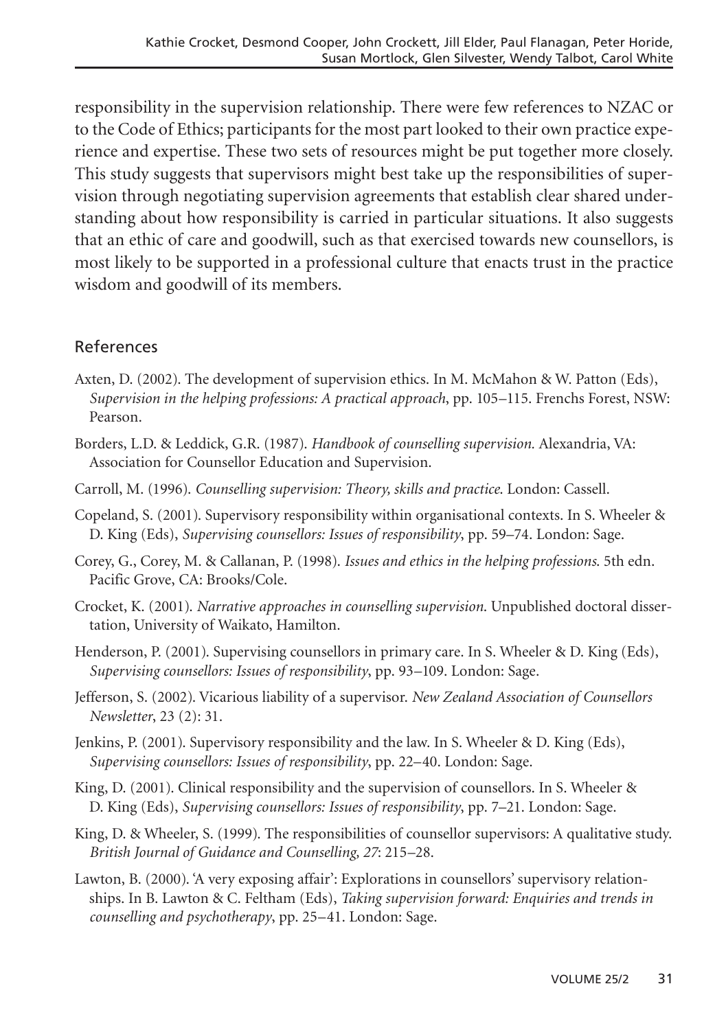responsibility in the supervision relationship. There were few references to NZAC or to the Code of Ethics; participants for the most part looked to their own practice experience and expertise. These two sets of resources might be put together more closely. This study suggests that supervisors might best take up the responsibilities of supervision through negotiating supervision agreements that establish clear shared understanding about how responsibility is carried in particular situations. It also suggests that an ethic of care and goodwill, such as that exercised towards new counsellors, is most likely to be supported in a professional culture that enacts trust in the practice wisdom and goodwill of its members.

## References

Axten, D. (2002). The development of supervision ethics. In M. McMahon & W. Patton (Eds), *Supervision in the helping professions: A practical approach*, pp. 105–115. Frenchs Forest, NSW: Pearson.

Borders, L.D. & Leddick, G.R. (1987). *Handbook of counselling supervision.* Alexandria, VA: Association for Counsellor Education and Supervision.

Carroll, M. (1996). *Counselling supervision: Theory, skills and practice.* London: Cassell.

Copeland, S. (2001). Supervisory responsibility within organisational contexts. In S. Wheeler & D. King (Eds), *Supervising counsellors: Issues of responsibility*, pp. 59–74. London: Sage.

Corey, G., Corey, M. & Callanan, P. (1998). *Issues and ethics in the helping professions.* 5th edn. Pacific Grove, CA: Brooks/Cole.

Crocket, K. (2001). *Narrative approaches in counselling supervision.* Unpublished doctoral dissertation, University of Waikato, Hamilton.

Henderson, P. (2001). Supervising counsellors in primary care. In S. Wheeler & D. King (Eds), *Supervising counsellors: Issues of responsibility*, pp. 93–109. London: Sage.

Jefferson, S. (2002). Vicarious liability of a supervisor. *New Zealand Association of Counsellors Newsletter*, 23 (2): 31.

Jenkins, P. (2001). Supervisory responsibility and the law. In S. Wheeler & D. King (Eds), *Supervising counsellors: Issues of responsibility*, pp. 22–40. London: Sage.

King, D. (2001). Clinical responsibility and the supervision of counsellors. In S. Wheeler & D. King (Eds), *Supervising counsellors: Issues of responsibility*, pp. 7–21. London: Sage.

King, D. & Wheeler, S. (1999). The responsibilities of counsellor supervisors: A qualitative study. *British Journal of Guidance and Counselling, 27*: 215–28.

Lawton, B. (2000). 'A very exposing affair': Explorations in counsellors' supervisory relationships. In B. Lawton & C. Feltham (Eds), *Taking supervision forward: Enquiries and trends in counselling and psychotherapy*, pp. 25–41. London: Sage.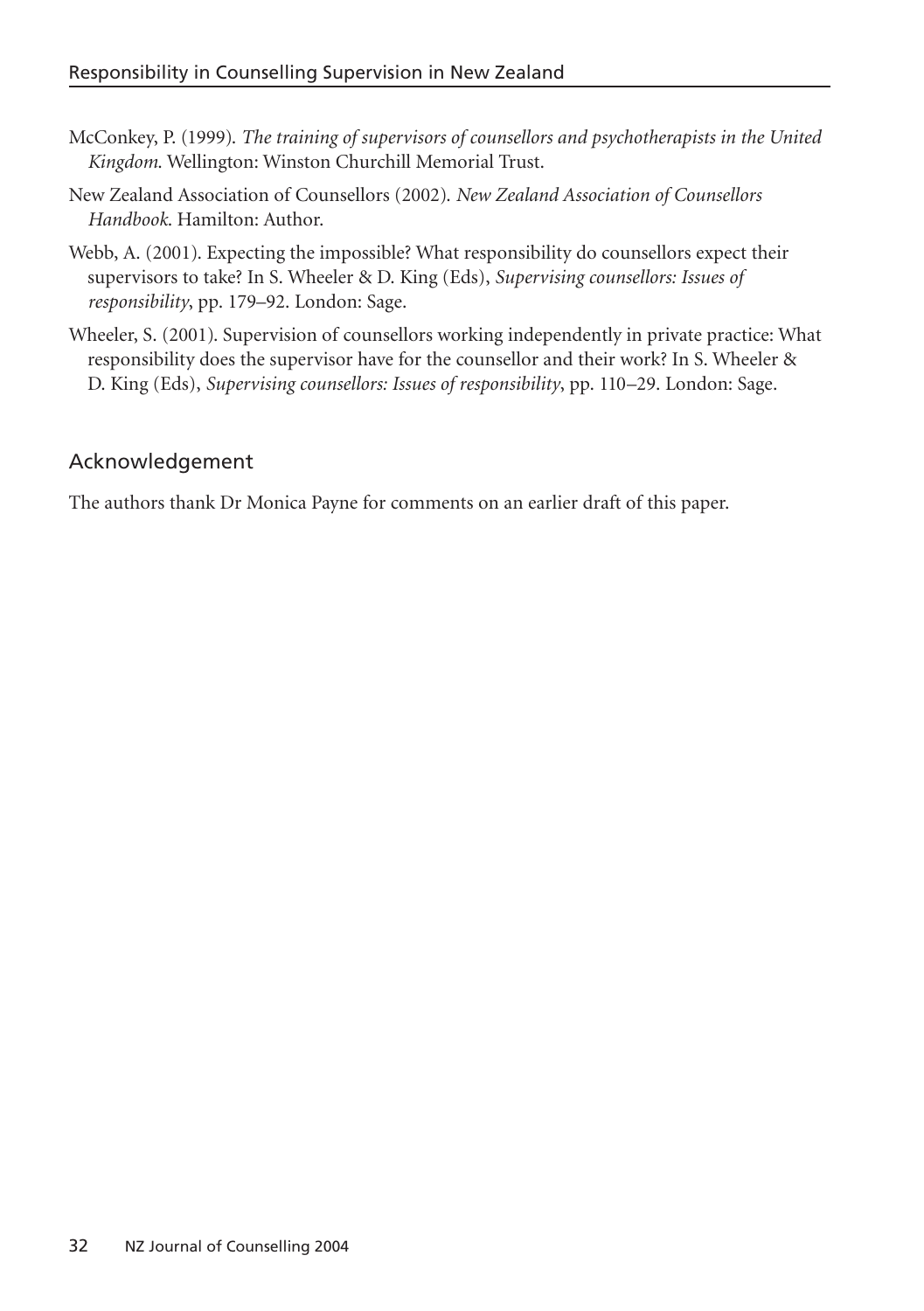McConkey, P. (1999). *The training of supervisors of counsellors and psychotherapists in the United Kingdom*. Wellington: Winston Churchill Memorial Trust.

New Zealand Association of Counsellors (2002). *New Zealand Association of Counsellors Handbook*. Hamilton: Author.

Webb, A. (2001). Expecting the impossible? What responsibility do counsellors expect their supervisors to take? In S. Wheeler & D. King (Eds), *Supervising counsellors: Issues of responsibility*, pp. 179–92. London: Sage.

Wheeler, S. (2001). Supervision of counsellors working independently in private practice: What responsibility does the supervisor have for the counsellor and their work? In S. Wheeler & D. King (Eds), *Supervising counsellors: Issues of responsibility*, pp. 110–29. London: Sage.

## Acknowledgement

The authors thank Dr Monica Payne for comments on an earlier draft of this paper.